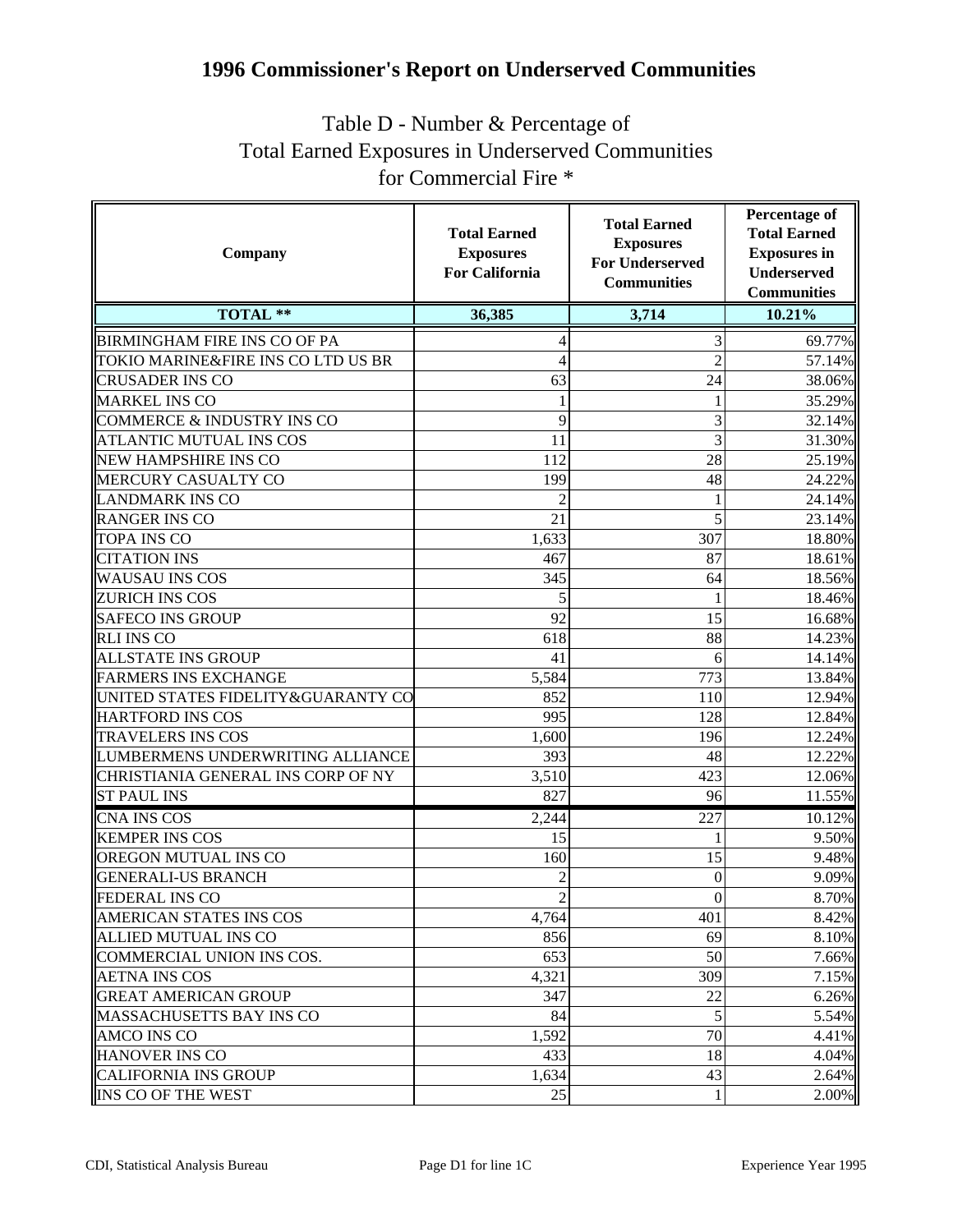# 1996 Commissioner's Report on Underserved Communities

## Table D - Number & Percentage of Total Earned Exposures in Underserved Communities for Commercial Fire *

| Company | Total Earned Exposures For California | Total Earned Exposures For Underserved Communities | Percentage of Total Earned Exposures in Underserved Communities |
|---|---|---|---|
| **TOTAL **** | **36,385** | **3,714** | **10.21%** |
| BIRMINGHAM FIRE INS CO OF PA | 4 | 3 | 69.77% |
| TOKIO MARINE&FIRE INS CO LTD US BR | 4 | 2 | 57.14% |
| CRUSADER INS CO | 63 | 24 | 38.06% |
| MARKEL INS CO | 1 | 1 | 35.29% |
| COMMERCE & INDUSTRY INS CO | 9 | 3 | 32.14% |
| ATLANTIC MUTUAL INS COS | 11 | 3 | 31.30% |
| NEW HAMPSHIRE INS CO | 112 | 28 | 25.19% |
| MERCURY CASUALTY CO | 199 | 48 | 24.22% |
| LANDMARK INS CO | 2 | 1 | 24.14% |
| RANGER INS CO | 21 | 5 | 23.14% |
| TOPA INS CO | 1,633 | 307 | 18.80% |
| CITATION INS | 467 | 87 | 18.61% |
| WAUSAU INS COS | 345 | 64 | 18.56% |
| ZURICH INS COS | 5 | 1 | 18.46% |
| SAFECO INS GROUP | 92 | 15 | 16.68% |
| RLI INS CO | 618 | 88 | 14.23% |
| ALLSTATE INS GROUP | 41 | 6 | 14.14% |
| FARMERS INS EXCHANGE | 5,584 | 773 | 13.84% |
| UNITED STATES FIDELITY&GUARANTY CO | 852 | 110 | 12.94% |
| HARTFORD INS COS | 995 | 128 | 12.84% |
| TRAVELERS INS COS | 1,600 | 196 | 12.24% |
| LUMBERMENS UNDERWRITING ALLIANCE | 393 | 48 | 12.22% |
| CHRISTIANIA GENERAL INS CORP OF NY | 3,510 | 423 | 12.06% |
| ST PAUL INS | 827 | 96 | 11.55% |
| CNA INS COS | 2,244 | 227 | 10.12% |
| KEMPER INS COS | 15 | 1 | 9.50% |
| OREGON MUTUAL INS CO | 160 | 15 | 9.48% |
| GENERALI-US BRANCH | 2 | 0 | 9.09% |
| FEDERAL INS CO | 2 | 0 | 8.70% |
| AMERICAN STATES INS COS | 4,764 | 401 | 8.42% |
| ALLIED MUTUAL INS CO | 856 | 69 | 8.10% |
| COMMERCIAL UNION INS COS. | 653 | 50 | 7.66% |
| AETNA INS COS | 4,321 | 309 | 7.15% |
| GREAT AMERICAN GROUP | 347 | 22 | 6.26% |
| MASSACHUSETTS BAY INS CO | 84 | 5 | 5.54% |
| AMCO INS CO | 1,592 | 70 | 4.41% |
| HANOVER INS CO | 433 | 18 | 4.04% |
| CALIFORNIA INS GROUP | 1,634 | 43 | 2.64% |
| INS CO OF THE WEST | 25 | 1 | 2.00% |

CDI, Statistical Analysis Bureau — Page D1 for line 1C — Experience Year 1995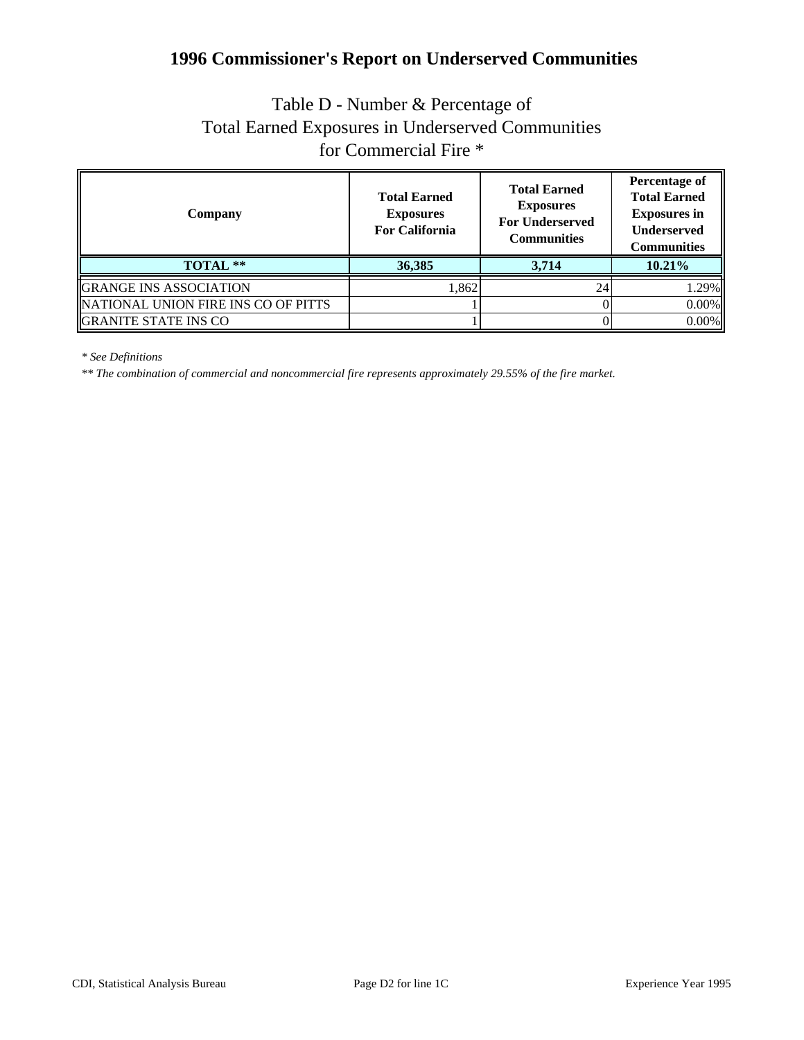# 1996 Commissioner's Report on Underserved Communities

## Table D - Number & Percentage of Total Earned Exposures in Underserved Communities for Commercial Fire *

| Company | Total Earned Exposures For California | Total Earned Exposures For Underserved Communities | Percentage of Total Earned Exposures in Underserved Communities |
|---|---|---|---|
| **TOTAL** ** | **36,385** | **3,714** | **10.21%** |
| GRANGE INS ASSOCIATION | 1,862 | 24 | 1.29% |
| NATIONAL UNION FIRE INS CO OF PITTS | 1 | 0 | 0.00% |
| GRANITE STATE INS CO | 1 | 0 | 0.00% |

*\* See Definitions*

*\*\* The combination of commercial and noncommercial fire represents approximately 29.55% of the fire market.*